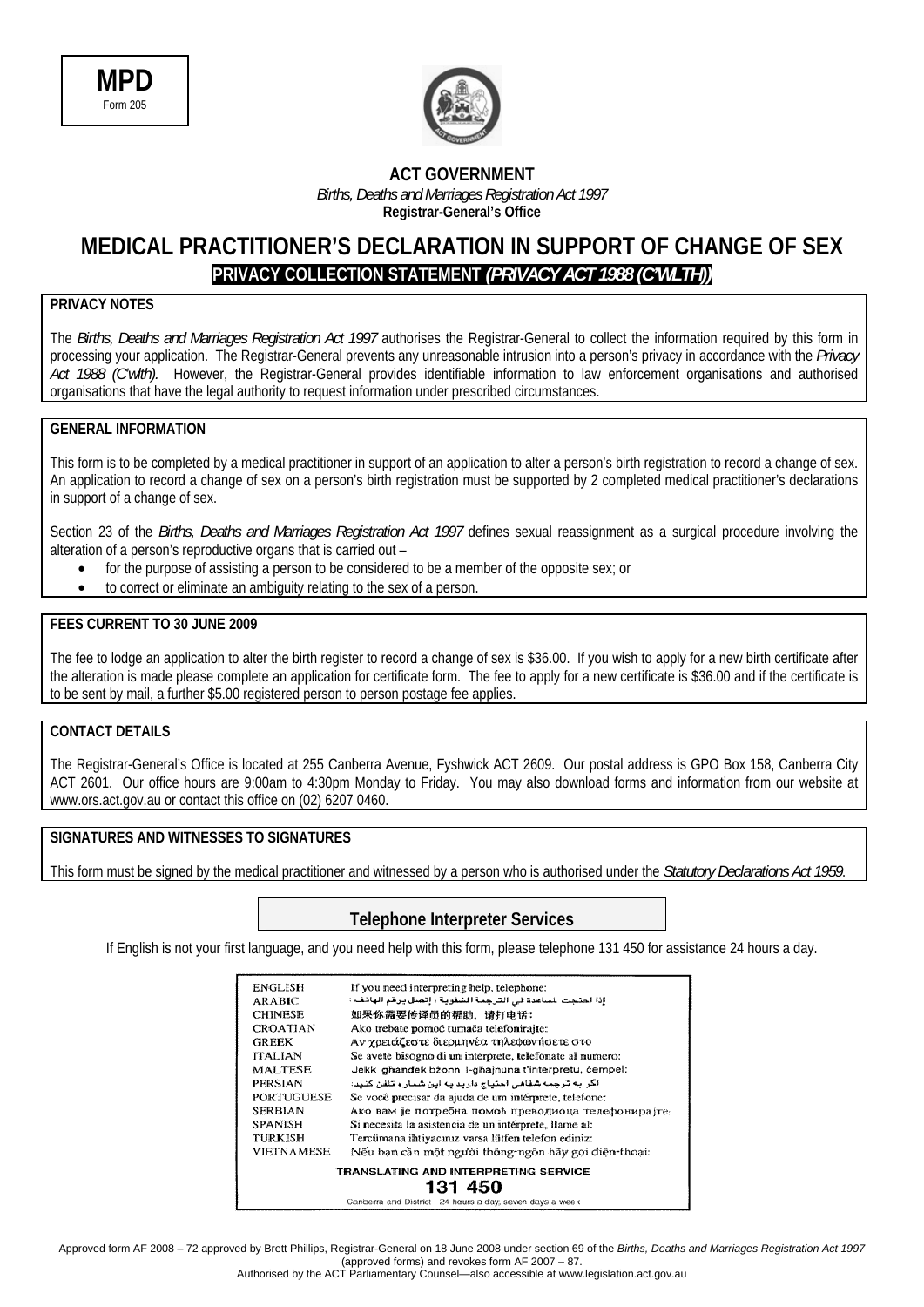**MPD**
Form 205

**ACT GOVERNMENT**
*Births, Deaths and Marriages Registration Act 1997*
**Registrar-General's Office**

# MEDICAL PRACTITIONER'S DECLARATION IN SUPPORT OF CHANGE OF SEX

## PRIVACY COLLECTION STATEMENT *(PRIVACY ACT 1988 (C'WLTH))*

**PRIVACY NOTES**

The *Births, Deaths and Marriages Registration Act 1997* authorises the Registrar-General to collect the information required by this form in processing your application. The Registrar-General prevents any unreasonable intrusion into a person's privacy in accordance with the *Privacy Act 1988 (C'wlth).* However, the Registrar-General provides identifiable information to law enforcement organisations and authorised organisations that have the legal authority to request information under prescribed circumstances.

**GENERAL INFORMATION**

This form is to be completed by a medical practitioner in support of an application to alter a person's birth registration to record a change of sex. An application to record a change of sex on a person's birth registration must be supported by 2 completed medical practitioner's declarations in support of a change of sex.

Section 23 of the *Births, Deaths and Marriages Registration Act 1997* defines sexual reassignment as a surgical procedure involving the alteration of a person's reproductive organs that is carried out –

- for the purpose of assisting a person to be considered to be a member of the opposite sex; or
- to correct or eliminate an ambiguity relating to the sex of a person.

**FEES CURRENT TO 30 JUNE 2009**

The fee to lodge an application to alter the birth register to record a change of sex is $36.00. If you wish to apply for a new birth certificate after the alteration is made please complete an application for certificate form. The fee to apply for a new certificate is $36.00 and if the certificate is to be sent by mail, a further $5.00 registered person to person postage fee applies.

**CONTACT DETAILS**

The Registrar-General's Office is located at 255 Canberra Avenue, Fyshwick ACT 2609. Our postal address is GPO Box 158, Canberra City ACT 2601. Our office hours are 9:00am to 4:30pm Monday to Friday. You may also download forms and information from our website at www.ors.act.gov.au or contact this office on (02) 6207 0460.

**SIGNATURES AND WITNESSES TO SIGNATURES**

This form must be signed by the medical practitioner and witnessed by a person who is authorised under the *Statutory Declarations Act 1959*.

**Telephone Interpreter Services**

If English is not your first language, and you need help with this form, please telephone 131 450 for assistance 24 hours a day.

| | |
|---|---|
| ENGLISH | If you need interpreting help, telephone: |
| ARABIC | إذا احتجت لمساعدة في الترجمة الشفوية ، إتصل برقم الهاتف : |
| CHINESE | 如果你需要传译员的帮助，请打电话： |
| CROATIAN | Ako trebate pomoć tumača telefonirajte: |
| GREEK | Αν χρειάζεστε διερμηνέα τηλεφωνήσετε στο |
| ITALIAN | Se avete bisogno di un interprete, telefonate al numero: |
| MALTESE | Jekk għandek bżonn l-għajnuna t'interpretu, ċempel: |
| PERSIAN | اگر به ترجمه شفاهی احتیاج دارید به این شماره تلفن کنید: |
| PORTUGUESE | Se você precisar da ajuda de um intérprete, telefone: |
| SERBIAN | Ако вам је потребна помоћ преводиоца телефонирајте: |
| SPANISH | Si necesita la asistencia de un intérprete, llame al: |
| TURKISH | Tercümana ihtiyacınız varsa lütfen telefon ediniz: |
| VIETNAMESE | Nếu bạn cần một người thông-ngôn hãy gọi điện-thoại: |

**TRANSLATING AND INTERPRETING SERVICE**
**131 450**
Canberra and District - 24 hours a day, seven days a week

Approved form AF 2008 – 72 approved by Brett Phillips, Registrar-General on 18 June 2008 under section 69 of the *Births, Deaths and Marriages Registration Act 1997* (approved forms) and revokes form AF 2007 – 87.
Authorised by the ACT Parliamentary Counsel—also accessible at www.legislation.act.gov.au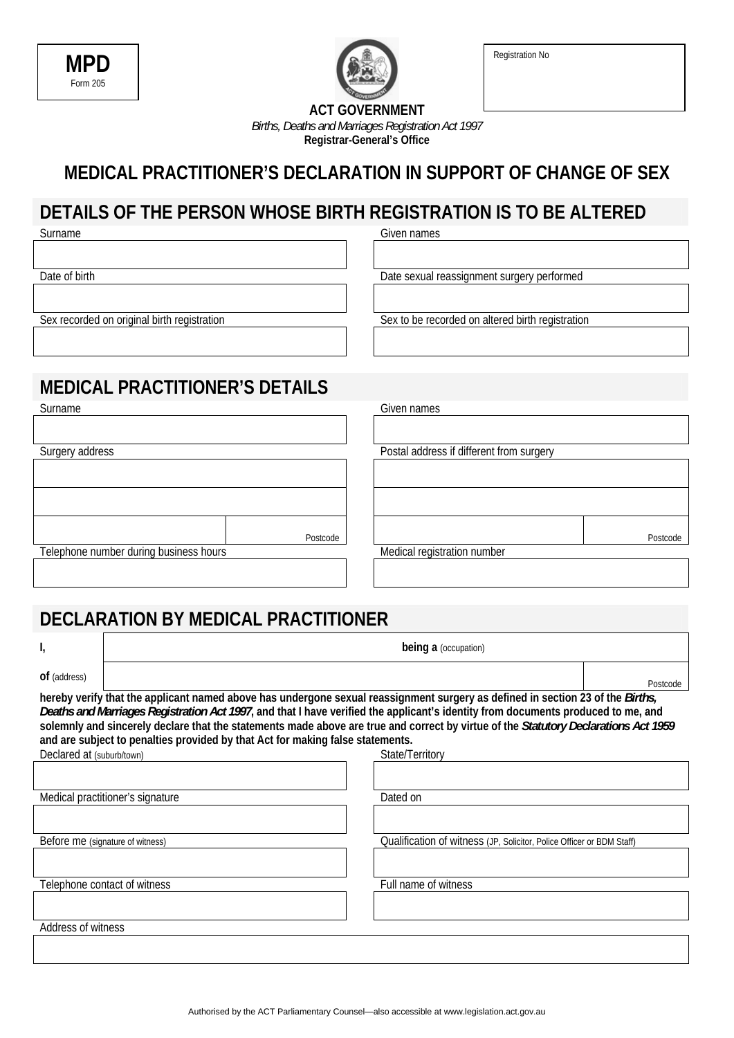MPD
Form 205

Registration No

**ACT GOVERNMENT**
*Births, Deaths and Marriages Registration Act 1997*
**Registrar-General's Office**

# MEDICAL PRACTITIONER'S DECLARATION IN SUPPORT OF CHANGE OF SEX

## DETAILS OF THE PERSON WHOSE BIRTH REGISTRATION IS TO BE ALTERED

Surname

Given names

Date of birth

Date sexual reassignment surgery performed

Sex recorded on original birth registration

Sex to be recorded on altered birth registration

## MEDICAL PRACTITIONER'S DETAILS

Surname

Given names

Surgery address

Postcode

Postal address if different from surgery

Postcode

Telephone number during business hours

Medical registration number

## DECLARATION BY MEDICAL PRACTITIONER

**I,** **being a** (occupation)

**of** (address) Postcode

**hereby verify that the applicant named above has undergone sexual reassignment surgery as defined in section 23 of the *Births, Deaths and Marriages Registration Act 1997*, and that I have verified the applicant's identity from documents produced to me, and solemnly and sincerely declare that the statements made above are true and correct by virtue of the *Statutory Declarations Act 1959* and are subject to penalties provided by that Act for making false statements.**

Declared at (suburb/town)

State/Territory

Medical practitioner's signature

Dated on

Before me (signature of witness)

Qualification of witness (JP, Solicitor, Police Officer or BDM Staff)

Telephone contact of witness

Full name of witness

Address of witness

Authorised by the ACT Parliamentary Counsel—also accessible at www.legislation.act.gov.au